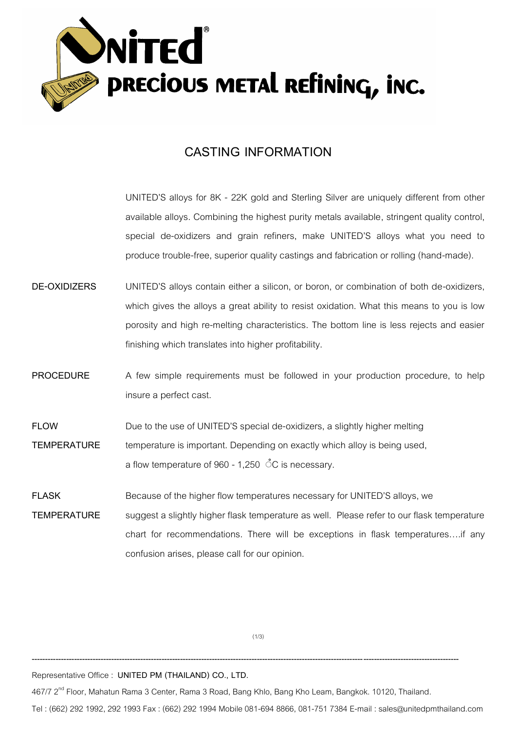# UNITED® PRECIOUS METAL REFINING, INC.

## CASTING INFORMATION

UNITED'S alloys for 8K - 22K gold and Sterling Silver are uniquely different from other available alloys. Combining the highest purity metals available, stringent quality control, special de-oxidizers and grain refiners, make UNITED'S alloys what you need to produce trouble-free, superior quality castings and fabrication or rolling (hand-made).

**DE-OXIDIZERS**

UNITED'S alloys contain either a silicon, or boron, or combination of both de-oxidizers, which gives the alloys a great ability to resist oxidation. What this means to you is low porosity and high re-melting characteristics. The bottom line is less rejects and easier finishing which translates into higher profitability.

**PROCEDURE**

A few simple requirements must be followed in your production procedure, to help insure a perfect cast.

**FLOW TEMPERATURE**

Due to the use of UNITED'S special de-oxidizers, a slightly higher melting temperature is important. Depending on exactly which alloy is being used, a flow temperature of 960 - 1,250 °C is necessary.

**FLASK TEMPERATURE**

Because of the higher flow temperatures necessary for UNITED'S alloys, we suggest a slightly higher flask temperature as well. Please refer to our flask temperature chart for recommendations. There will be exceptions in flask temperatures….if any confusion arises, please call for our opinion.

---

Representative Office : **UNITED PM (THAILAND) CO., LTD.**

467/7 2nd Floor, Mahatun Rama 3 Center, Rama 3 Road, Bang Khlo, Bang Kho Leam, Bangkok. 10120, Thailand.

Tel : (662) 292 1992, 292 1993 Fax : (662) 292 1994 Mobile 081-694 8866, 081-751 7384 E-mail : sales@unitedpmthailand.com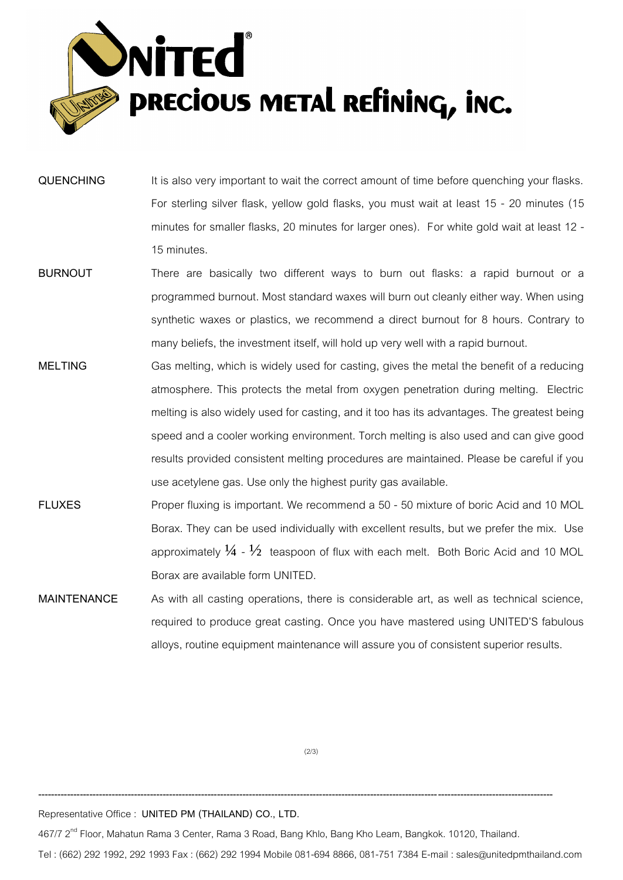**QUENCHING** It is also very important to wait the correct amount of time before quenching your flasks. For sterling silver flask, yellow gold flasks, you must wait at least 15 - 20 minutes (15 minutes for smaller flasks, 20 minutes for larger ones). For white gold wait at least 12 - 15 minutes.

**BURNOUT** There are basically two different ways to burn out flasks: a rapid burnout or a programmed burnout. Most standard waxes will burn out cleanly either way. When using synthetic waxes or plastics, we recommend a direct burnout for 8 hours. Contrary to many beliefs, the investment itself, will hold up very well with a rapid burnout.

**MELTING** Gas melting, which is widely used for casting, gives the metal the benefit of a reducing atmosphere. This protects the metal from oxygen penetration during melting. Electric melting is also widely used for casting, and it too has its advantages. The greatest being speed and a cooler working environment. Torch melting is also used and can give good results provided consistent melting procedures are maintained. Please be careful if you use acetylene gas. Use only the highest purity gas available.

**FLUXES** Proper fluxing is important. We recommend a 50 - 50 mixture of boric Acid and 10 MOL Borax. They can be used individually with excellent results, but we prefer the mix. Use approximately ¼ - ½ teaspoon of flux with each melt. Both Boric Acid and 10 MOL Borax are available form UNITED.

**MAINTENANCE** As with all casting operations, there is considerable art, as well as technical science, required to produce great casting. Once you have mastered using UNITED'S fabulous alloys, routine equipment maintenance will assure you of consistent superior results.

---

Representative Office : **UNITED PM (THAILAND) CO., LTD.**

467/7 2nd Floor, Mahatun Rama 3 Center, Rama 3 Road, Bang Khlo, Bang Kho Leam, Bangkok. 10120, Thailand.

Tel : (662) 292 1992, 292 1993 Fax : (662) 292 1994 Mobile 081-694 8866, 081-751 7384 E-mail : sales@unitedpmthailand.com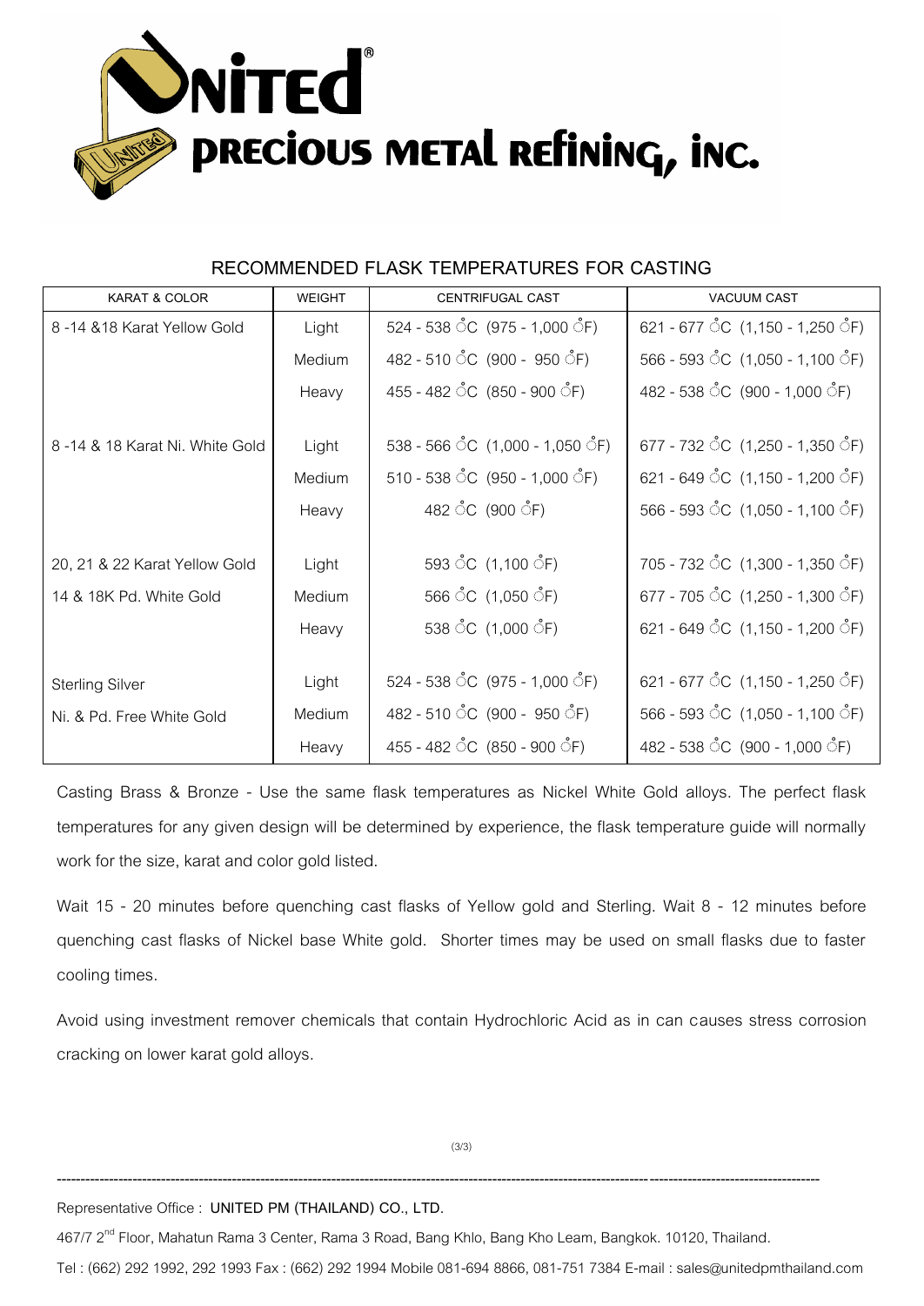# United Precious Metal Refining, Inc.

## RECOMMENDED FLASK TEMPERATURES FOR CASTING

| KARAT & COLOR | WEIGHT | CENTRIFUGAL CAST | VACUUM CAST |
|---|---|---|---|
| 8 -14 &18 Karat Yellow Gold | Light | 524 - 538 °C (975 - 1,000 °F) | 621 - 677 °C (1,150 - 1,250 °F) |
| | Medium | 482 - 510 °C (900 - 950 °F) | 566 - 593 °C (1,050 - 1,100 °F) |
| | Heavy | 455 - 482 °C (850 - 900 °F) | 482 - 538 °C (900 - 1,000 °F) |
| 8 -14 & 18 Karat Ni. White Gold | Light | 538 - 566 °C (1,000 - 1,050 °F) | 677 - 732 °C (1,250 - 1,350 °F) |
| | Medium | 510 - 538 °C (950 - 1,000 °F) | 621 - 649 °C (1,150 - 1,200 °F) |
| | Heavy | 482 °C (900 °F) | 566 - 593 °C (1,050 - 1,100 °F) |
| 20, 21 & 22 Karat Yellow Gold | Light | 593 °C (1,100 °F) | 705 - 732 °C (1,300 - 1,350 °F) |
| 14 & 18K Pd. White Gold | Medium | 566 °C (1,050 °F) | 677 - 705 °C (1,250 - 1,300 °F) |
| | Heavy | 538 °C (1,000 °F) | 621 - 649 °C (1,150 - 1,200 °F) |
| Sterling Silver | Light | 524 - 538 °C (975 - 1,000 °F) | 621 - 677 °C (1,150 - 1,250 °F) |
| Ni. & Pd. Free White Gold | Medium | 482 - 510 °C (900 - 950 °F) | 566 - 593 °C (1,050 - 1,100 °F) |
| | Heavy | 455 - 482 °C (850 - 900 °F) | 482 - 538 °C (900 - 1,000 °F) |

Casting Brass & Bronze - Use the same flask temperatures as Nickel White Gold alloys. The perfect flask temperatures for any given design will be determined by experience, the flask temperature guide will normally work for the size, karat and color gold listed.

Wait 15 - 20 minutes before quenching cast flasks of Yellow gold and Sterling. Wait 8 - 12 minutes before quenching cast flasks of Nickel base White gold. Shorter times may be used on small flasks due to faster cooling times.

Avoid using investment remover chemicals that contain Hydrochloric Acid as in can causes stress corrosion cracking on lower karat gold alloys.

---

Representative Office : **UNITED PM (THAILAND) CO., LTD.**

467/7 2nd Floor, Mahatun Rama 3 Center, Rama 3 Road, Bang Khlo, Bang Kho Leam, Bangkok. 10120, Thailand.

Tel : (662) 292 1992, 292 1993 Fax : (662) 292 1994 Mobile 081-694 8866, 081-751 7384 E-mail : sales@unitedpmthailand.com